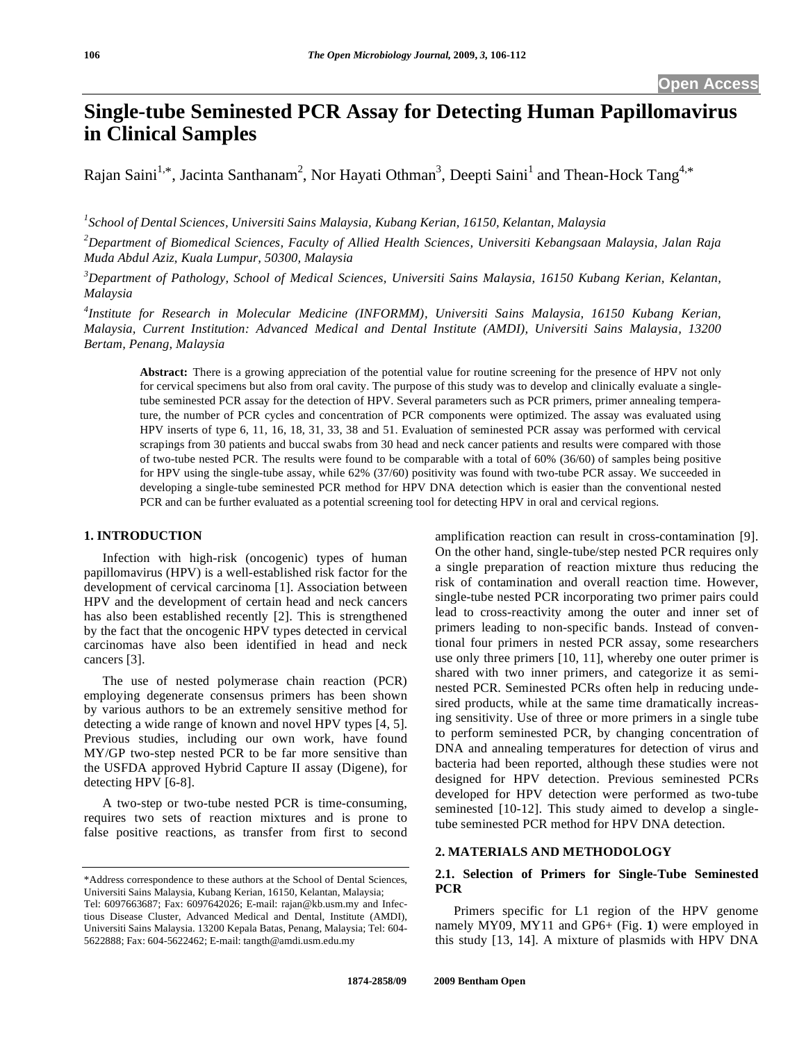# Single-tube Seminested PCR Assay for Detecting Human Papillomavirus in Clinical Samples

Rajan Saini[1,*], Jacinta Santhanam[2], Nor Hayati Othman[3], Deepti Saini[1] and Thean-Hock Tang[4,*]

[1]*School of Dental Sciences, Universiti Sains Malaysia, Kubang Kerian, 16150, Kelantan, Malaysia*

[2]*Department of Biomedical Sciences, Faculty of Allied Health Sciences, Universiti Kebangsaan Malaysia, Jalan Raja Muda Abdul Aziz, Kuala Lumpur, 50300, Malaysia*

[3]*Department of Pathology, School of Medical Sciences, Universiti Sains Malaysia, 16150 Kubang Kerian, Kelantan, Malaysia*

[4]*Institute for Research in Molecular Medicine (INFORMM), Universiti Sains Malaysia, 16150 Kubang Kerian, Malaysia, Current Institution: Advanced Medical and Dental Institute (AMDI), Universiti Sains Malaysia, 13200 Bertam, Penang, Malaysia*

**Abstract:** There is a growing appreciation of the potential value for routine screening for the presence of HPV not only for cervical specimens but also from oral cavity. The purpose of this study was to develop and clinically evaluate a single-tube seminested PCR assay for the detection of HPV. Several parameters such as PCR primers, primer annealing temperature, the number of PCR cycles and concentration of PCR components were optimized. The assay was evaluated using HPV inserts of type 6, 11, 16, 18, 31, 33, 38 and 51. Evaluation of seminested PCR assay was performed with cervical scrapings from 30 patients and buccal swabs from 30 head and neck cancer patients and results were compared with those of two-tube nested PCR. The results were found to be comparable with a total of 60% (36/60) of samples being positive for HPV using the single-tube assay, while 62% (37/60) positivity was found with two-tube PCR assay. We succeeded in developing a single-tube seminested PCR method for HPV DNA detection which is easier than the conventional nested PCR and can be further evaluated as a potential screening tool for detecting HPV in oral and cervical regions.

## 1. INTRODUCTION

Infection with high-risk (oncogenic) types of human papillomavirus (HPV) is a well-established risk factor for the development of cervical carcinoma [1]. Association between HPV and the development of certain head and neck cancers has also been established recently [2]. This is strengthened by the fact that the oncogenic HPV types detected in cervical carcinomas have also been identified in head and neck cancers [3].

The use of nested polymerase chain reaction (PCR) employing degenerate consensus primers has been shown by various authors to be an extremely sensitive method for detecting a wide range of known and novel HPV types [4, 5]. Previous studies, including our own work, have found MY/GP two-step nested PCR to be far more sensitive than the USFDA approved Hybrid Capture II assay (Digene), for detecting HPV [6-8].

A two-step or two-tube nested PCR is time-consuming, requires two sets of reaction mixtures and is prone to false positive reactions, as transfer from first to second amplification reaction can result in cross-contamination [9]. On the other hand, single-tube/step nested PCR requires only a single preparation of reaction mixture thus reducing the risk of contamination and overall reaction time. However, single-tube nested PCR incorporating two primer pairs could lead to cross-reactivity among the outer and inner set of primers leading to non-specific bands. Instead of conventional four primers in nested PCR assay, some researchers use only three primers [10, 11], whereby one outer primer is shared with two inner primers, and categorize it as seminested PCR. Seminested PCRs often help in reducing undesired products, while at the same time dramatically increasing sensitivity. Use of three or more primers in a single tube to perform seminested PCR, by changing concentration of DNA and annealing temperatures for detection of virus and bacteria had been reported, although these studies were not designed for HPV detection. Previous seminested PCRs developed for HPV detection were performed as two-tube seminested [10-12]. This study aimed to develop a single-tube seminested PCR method for HPV DNA detection.

## 2. MATERIALS AND METHODOLOGY

### 2.1. Selection of Primers for Single-Tube Seminested PCR

Primers specific for L1 region of the HPV genome namely MY09, MY11 and GP6+ (Fig. **1**) were employed in this study [13, 14]. A mixture of plasmids with HPV DNA

\*Address correspondence to these authors at the School of Dental Sciences, Universiti Sains Malaysia, Kubang Kerian, 16150, Kelantan, Malaysia; Tel: 6097663687; Fax: 6097642026; E-mail: rajan@kb.usm.my and Infectious Disease Cluster, Advanced Medical and Dental, Institute (AMDI), Universiti Sains Malaysia. 13200 Kepala Batas, Penang, Malaysia; Tel: 604-5622888; Fax: 604-5622462; E-mail: tangth@amdi.usm.edu.my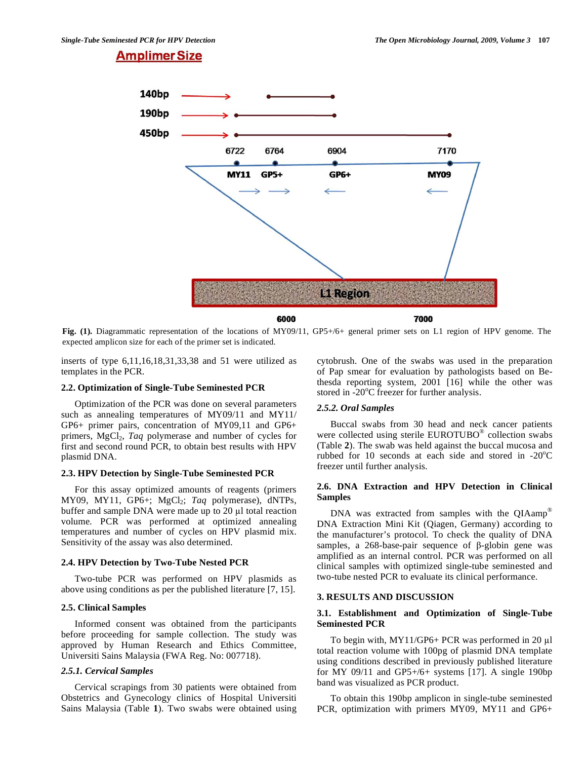**Fig. (1).** Diagrammatic representation of the locations of MY09/11, GP5+/6+ general primer sets on L1 region of HPV genome. The expected amplicon size for each of the primer set is indicated.

inserts of type 6,11,16,18,31,33,38 and 51 were utilized as templates in the PCR.

### 2.2. Optimization of Single-Tube Seminested PCR

Optimization of the PCR was done on several parameters such as annealing temperatures of MY09/11 and MY11/ GP6+ primer pairs, concentration of MY09,11 and GP6+ primers, $MgCl_2$, *Taq* polymerase and number of cycles for first and second round PCR, to obtain best results with HPV plasmid DNA.

### 2.3. HPV Detection by Single-Tube Seminested PCR

For this assay optimized amounts of reagents (primers MY09, MY11, GP6+; $MgCl_2$; *Taq* polymerase), dNTPs, buffer and sample DNA were made up to 20 µl total reaction volume. PCR was performed at optimized annealing temperatures and number of cycles on HPV plasmid mix. Sensitivity of the assay was also determined.

### 2.4. HPV Detection by Two-Tube Nested PCR

Two-tube PCR was performed on HPV plasmids as above using conditions as per the published literature [7, 15].

### 2.5. Clinical Samples

Informed consent was obtained from the participants before proceeding for sample collection. The study was approved by Human Research and Ethics Committee, Universiti Sains Malaysia (FWA Reg. No: 007718).

#### *2.5.1. Cervical Samples*

Cervical scrapings from 30 patients were obtained from Obstetrics and Gynecology clinics of Hospital Universiti Sains Malaysia (Table **1**). Two swabs were obtained using cytobrush. One of the swabs was used in the preparation of Pap smear for evaluation by pathologists based on Bethesda reporting system, 2001 [16] while the other was stored in -20°C freezer for further analysis.

#### *2.5.2. Oral Samples*

Buccal swabs from 30 head and neck cancer patients were collected using sterile EUROTUBO® collection swabs (Table **2**). The swab was held against the buccal mucosa and rubbed for 10 seconds at each side and stored in -20°C freezer until further analysis.

### 2.6. DNA Extraction and HPV Detection in Clinical Samples

DNA was extracted from samples with the QIAamp® DNA Extraction Mini Kit (Qiagen, Germany) according to the manufacturer's protocol. To check the quality of DNA samples, a 268-base-pair sequence of β-globin gene was amplified as an internal control. PCR was performed on all clinical samples with optimized single-tube seminested and two-tube nested PCR to evaluate its clinical performance.

## 3. RESULTS AND DISCUSSION

### 3.1. Establishment and Optimization of Single-Tube Seminested PCR

To begin with, MY11/GP6+ PCR was performed in 20 µl total reaction volume with 100pg of plasmid DNA template using conditions described in previously published literature for MY 09/11 and GP5+/6+ systems [17]. A single 190bp band was visualized as PCR product.

To obtain this 190bp amplicon in single-tube seminested PCR, optimization with primers MY09, MY11 and GP6+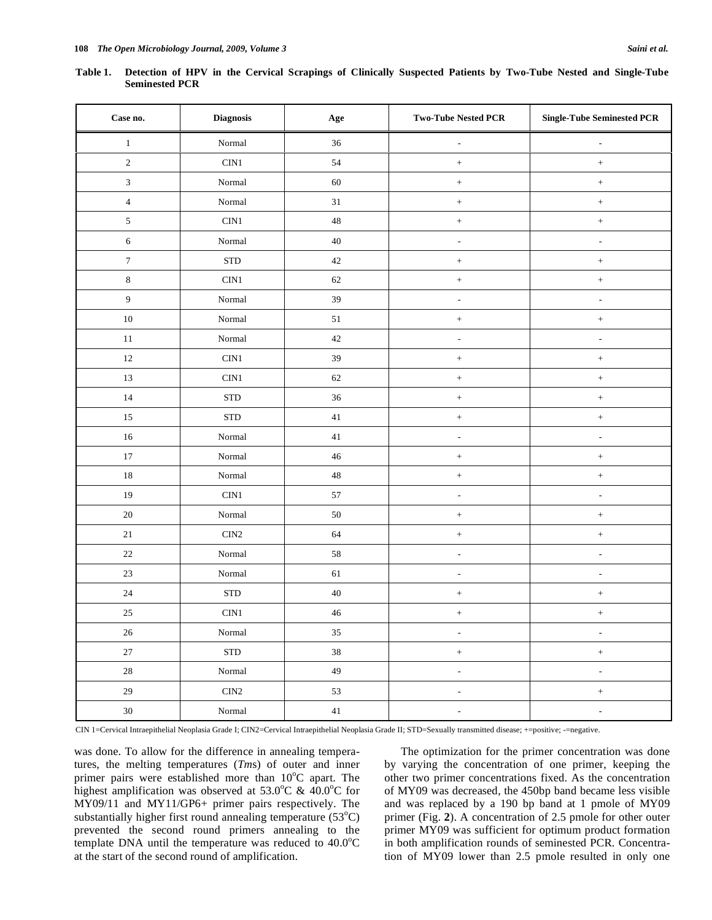**Table 1. Detection of HPV in the Cervical Scrapings of Clinically Suspected Patients by Two-Tube Nested and Single-Tube Seminested PCR**

| Case no. | Diagnosis | Age | Two-Tube Nested PCR | Single-Tube Seminested PCR |
|---|---|---|---|---|
| 1 | Normal | 36 | - | - |
| 2 | CIN1 | 54 | + | + |
| 3 | Normal | 60 | + | + |
| 4 | Normal | 31 | + | + |
| 5 | CIN1 | 48 | + | + |
| 6 | Normal | 40 | - | - |
| 7 | STD | 42 | + | + |
| 8 | CIN1 | 62 | + | + |
| 9 | Normal | 39 | - | - |
| 10 | Normal | 51 | + | + |
| 11 | Normal | 42 | - | - |
| 12 | CIN1 | 39 | + | + |
| 13 | CIN1 | 62 | + | + |
| 14 | STD | 36 | + | + |
| 15 | STD | 41 | + | + |
| 16 | Normal | 41 | - | - |
| 17 | Normal | 46 | + | + |
| 18 | Normal | 48 | + | + |
| 19 | CIN1 | 57 | - | - |
| 20 | Normal | 50 | + | + |
| 21 | CIN2 | 64 | + | + |
| 22 | Normal | 58 | - | - |
| 23 | Normal | 61 | - | - |
| 24 | STD | 40 | + | + |
| 25 | CIN1 | 46 | + | + |
| 26 | Normal | 35 | - | - |
| 27 | STD | 38 | + | + |
| 28 | Normal | 49 | - | - |
| 29 | CIN2 | 53 | - | + |
| 30 | Normal | 41 | - | - |

CIN 1=Cervical Intraepithelial Neoplasia Grade I; CIN2=Cervical Intraepithelial Neoplasia Grade II; STD=Sexually transmitted disease; +=positive; -=negative.

was done. To allow for the difference in annealing temperatures, the melting temperatures (*Tm*s) of outer and inner primer pairs were established more than 10°C apart. The highest amplification was observed at 53.0°C & 40.0°C for MY09/11 and MY11/GP6+ primer pairs respectively. The substantially higher first round annealing temperature (53°C) prevented the second round primers annealing to the template DNA until the temperature was reduced to 40.0°C at the start of the second round of amplification.

The optimization for the primer concentration was done by varying the concentration of one primer, keeping the other two primer concentrations fixed. As the concentration of MY09 was decreased, the 450bp band became less visible and was replaced by a 190 bp band at 1 pmole of MY09 primer (Fig. **2**). A concentration of 2.5 pmole for other outer primer MY09 was sufficient for optimum product formation in both amplification rounds of seminested PCR. Concentration of MY09 lower than 2.5 pmole resulted in only one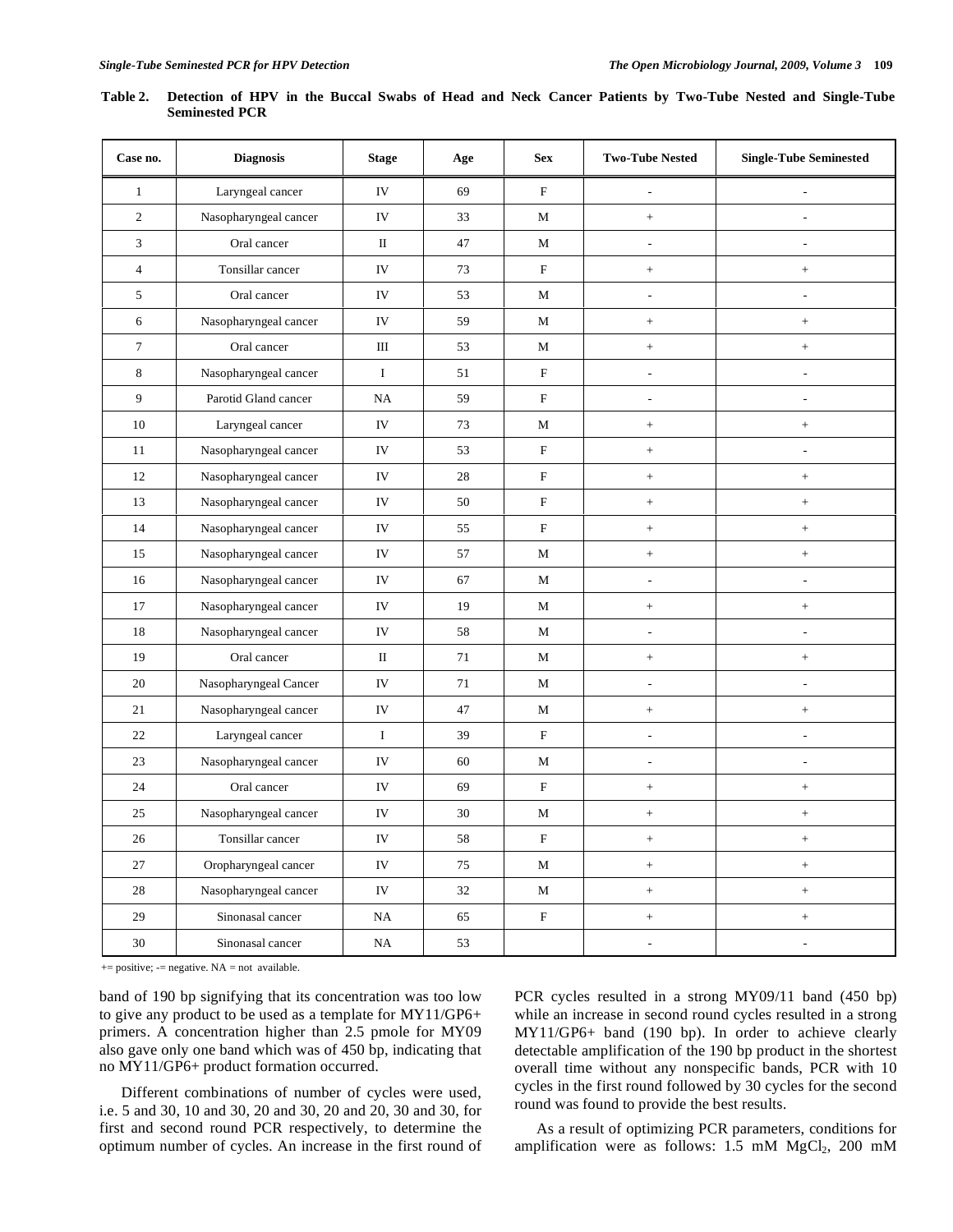**Table 2. Detection of HPV in the Buccal Swabs of Head and Neck Cancer Patients by Two-Tube Nested and Single-Tube Seminested PCR**

| Case no. | Diagnosis | Stage | Age | Sex | Two-Tube Nested | Single-Tube Seminested |
|---|---|---|---|---|---|---|
| 1 | Laryngeal cancer | IV | 69 | F | - | - |
| 2 | Nasopharyngeal cancer | IV | 33 | M | + | - |
| 3 | Oral cancer | II | 47 | M | - | - |
| 4 | Tonsillar cancer | IV | 73 | F | + | + |
| 5 | Oral cancer | IV | 53 | M | - | - |
| 6 | Nasopharyngeal cancer | IV | 59 | M | + | + |
| 7 | Oral cancer | III | 53 | M | + | + |
| 8 | Nasopharyngeal cancer | I | 51 | F | - | - |
| 9 | Parotid Gland cancer | NA | 59 | F | - | - |
| 10 | Laryngeal cancer | IV | 73 | M | + | + |
| 11 | Nasopharyngeal cancer | IV | 53 | F | + | - |
| 12 | Nasopharyngeal cancer | IV | 28 | F | + | + |
| 13 | Nasopharyngeal cancer | IV | 50 | F | + | + |
| 14 | Nasopharyngeal cancer | IV | 55 | F | + | + |
| 15 | Nasopharyngeal cancer | IV | 57 | M | + | + |
| 16 | Nasopharyngeal cancer | IV | 67 | M | - | - |
| 17 | Nasopharyngeal cancer | IV | 19 | M | + | + |
| 18 | Nasopharyngeal cancer | IV | 58 | M | - | - |
| 19 | Oral cancer | II | 71 | M | + | + |
| 20 | Nasopharyngeal Cancer | IV | 71 | M | - | - |
| 21 | Nasopharyngeal cancer | IV | 47 | M | + | + |
| 22 | Laryngeal cancer | I | 39 | F | - | - |
| 23 | Nasopharyngeal cancer | IV | 60 | M | - | - |
| 24 | Oral cancer | IV | 69 | F | + | + |
| 25 | Nasopharyngeal cancer | IV | 30 | M | + | + |
| 26 | Tonsillar cancer | IV | 58 | F | + | + |
| 27 | Oropharyngeal cancer | IV | 75 | M | + | + |
| 28 | Nasopharyngeal cancer | IV | 32 | M | + | + |
| 29 | Sinonasal cancer | NA | 65 | F | + | + |
| 30 | Sinonasal cancer | NA | 53 | | - | - |

+= positive; -= negative. NA = not available.

band of 190 bp signifying that its concentration was too low to give any product to be used as a template for MY11/GP6+ primers. A concentration higher than 2.5 pmole for MY09 also gave only one band which was of 450 bp, indicating that no MY11/GP6+ product formation occurred.

Different combinations of number of cycles were used, i.e. 5 and 30, 10 and 30, 20 and 30, 20 and 20, 30 and 30, for first and second round PCR respectively, to determine the optimum number of cycles. An increase in the first round of PCR cycles resulted in a strong MY09/11 band (450 bp) while an increase in second round cycles resulted in a strong MY11/GP6+ band (190 bp). In order to achieve clearly detectable amplification of the 190 bp product in the shortest overall time without any nonspecific bands, PCR with 10 cycles in the first round followed by 30 cycles for the second round was found to provide the best results.

As a result of optimizing PCR parameters, conditions for amplification were as follows: 1.5 mM $MgCl_2$, 200 mM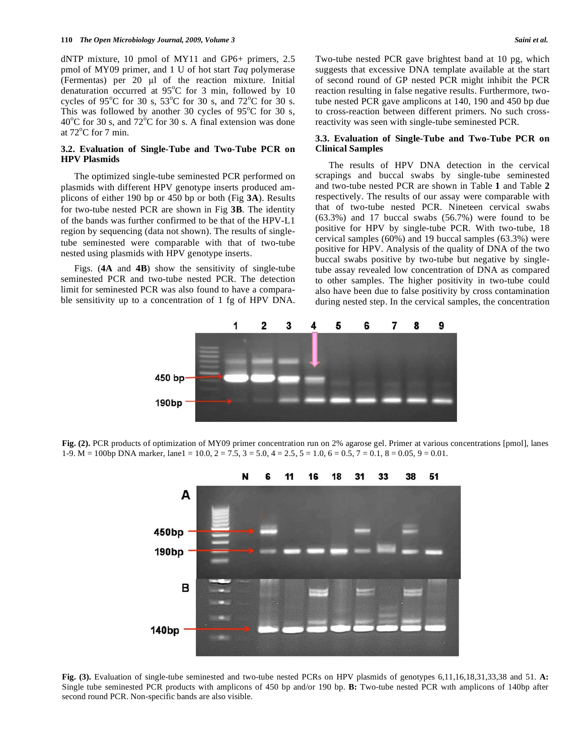dNTP mixture, 10 pmol of MY11 and GP6+ primers, 2.5 pmol of MY09 primer, and 1 U of hot start *Taq* polymerase (Fermentas) per 20 µl of the reaction mixture. Initial denaturation occurred at 95°C for 3 min, followed by 10 cycles of 95°C for 30 s, 53°C for 30 s, and 72°C for 30 s. This was followed by another 30 cycles of 95°C for 30 s, 40°C for 30 s, and 72°C for 30 s. A final extension was done at 72°C for 7 min.

### 3.2. Evaluation of Single-Tube and Two-Tube PCR on HPV Plasmids

The optimized single-tube seminested PCR performed on plasmids with different HPV genotype inserts produced amplicons of either 190 bp or 450 bp or both (Fig **3A**). Results for two-tube nested PCR are shown in Fig **3B**. The identity of the bands was further confirmed to be that of the HPV-L1 region by sequencing (data not shown). The results of single-tube seminested were comparable with that of two-tube nested using plasmids with HPV genotype inserts.

Figs. (**4A** and **4B**) show the sensitivity of single-tube seminested PCR and two-tube nested PCR. The detection limit for seminested PCR was also found to have a comparable sensitivity up to a concentration of 1 fg of HPV DNA. Two-tube nested PCR gave brightest band at 10 pg, which suggests that excessive DNA template available at the start of second round of GP nested PCR might inhibit the PCR reaction resulting in false negative results. Furthermore, two-tube nested PCR gave amplicons at 140, 190 and 450 bp due to cross-reaction between different primers. No such cross-reactivity was seen with single-tube seminested PCR.

### 3.3. Evaluation of Single-Tube and Two-Tube PCR on Clinical Samples

The results of HPV DNA detection in the cervical scrapings and buccal swabs by single-tube seminested and two-tube nested PCR are shown in Table **1** and Table **2** respectively. The results of our assay were comparable with that of two-tube nested PCR. Nineteen cervical swabs (63.3%) and 17 buccal swabs (56.7%) were found to be positive for HPV by single-tube PCR. With two-tube, 18 cervical samples (60%) and 19 buccal samples (63.3%) were positive for HPV. Analysis of the quality of DNA of the two buccal swabs positive by two-tube but negative by single-tube assay revealed low concentration of DNA as compared to other samples. The higher positivity in two-tube could also have been due to false positivity by cross contamination during nested step. In the cervical samples, the concentration

**Fig. (2).** PCR products of optimization of MY09 primer concentration run on 2% agarose gel. Primer at various concentrations [pmol], lanes 1-9. M = 100bp DNA marker, lane1 = 10.0, 2 = 7.5, 3 = 5.0, 4 = 2.5, 5 = 1.0, 6 = 0.5, 7 = 0.1, 8 = 0.05, 9 = 0.01.

**Fig. (3).** Evaluation of single-tube seminested and two-tube nested PCRs on HPV plasmids of genotypes 6,11,16,18,31,33,38 and 51. **A:** Single tube seminested PCR products with amplicons of 450 bp and/or 190 bp. **B:** Two-tube nested PCR with amplicons of 140bp after second round PCR. Non-specific bands are also visible.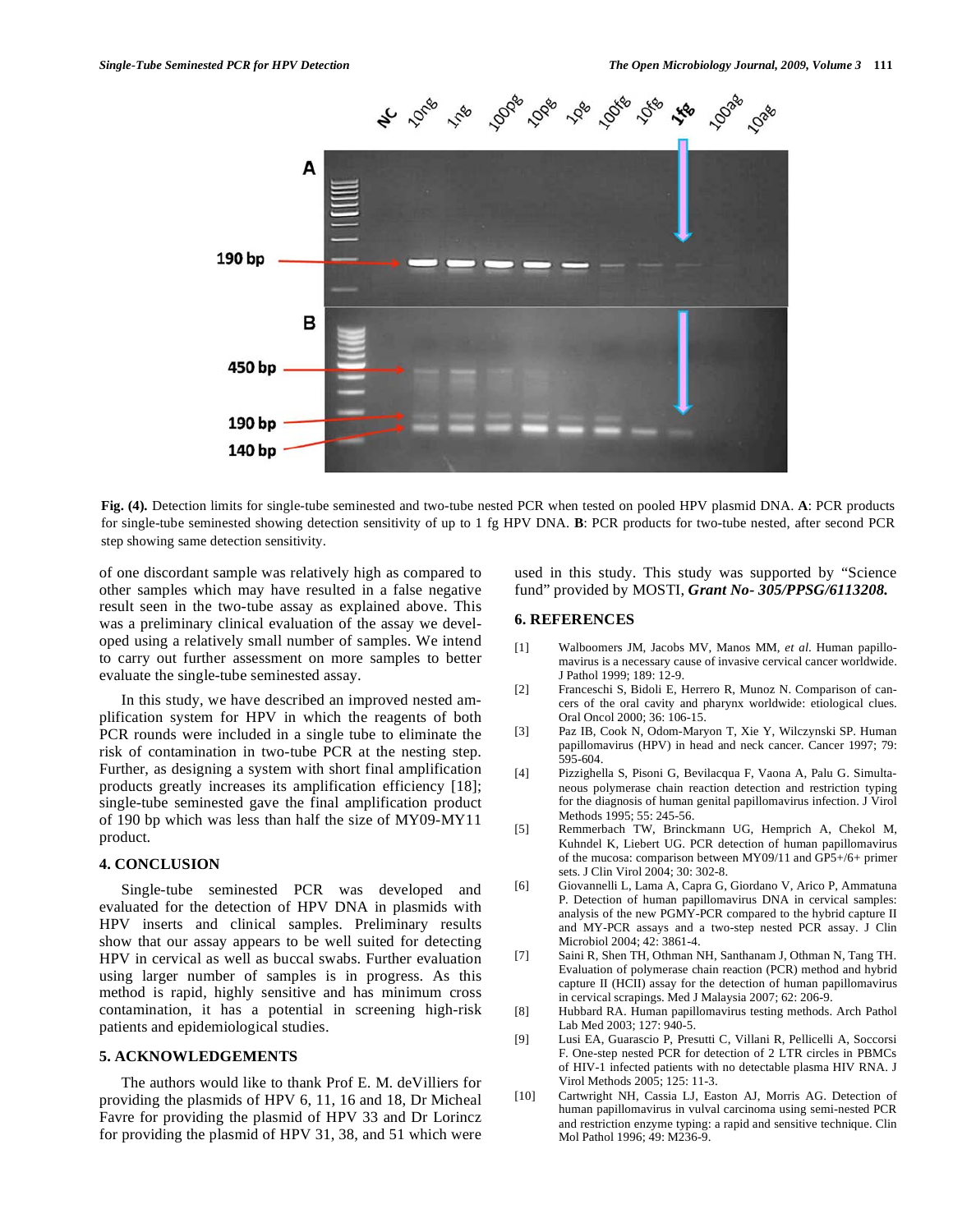Fig. (4). Detection limits for single-tube seminested and two-tube nested PCR when tested on pooled HPV plasmid DNA. **A**: PCR products for single-tube seminested showing detection sensitivity of up to 1 fg HPV DNA. **B**: PCR products for two-tube nested, after second PCR step showing same detection sensitivity.

of one discordant sample was relatively high as compared to other samples which may have resulted in a false negative result seen in the two-tube assay as explained above. This was a preliminary clinical evaluation of the assay we developed using a relatively small number of samples. We intend to carry out further assessment on more samples to better evaluate the single-tube seminested assay.

In this study, we have described an improved nested amplification system for HPV in which the reagents of both PCR rounds were included in a single tube to eliminate the risk of contamination in two-tube PCR at the nesting step. Further, as designing a system with short final amplification products greatly increases its amplification efficiency [18]; single-tube seminested gave the final amplification product of 190 bp which was less than half the size of MY09-MY11 product.

## 4. CONCLUSION

Single-tube seminested PCR was developed and evaluated for the detection of HPV DNA in plasmids with HPV inserts and clinical samples. Preliminary results show that our assay appears to be well suited for detecting HPV in cervical as well as buccal swabs. Further evaluation using larger number of samples is in progress. As this method is rapid, highly sensitive and has minimum cross contamination, it has a potential in screening high-risk patients and epidemiological studies.

## 5. ACKNOWLEDGEMENTS

The authors would like to thank Prof E. M. deVilliers for providing the plasmids of HPV 6, 11, 16 and 18, Dr Micheal Favre for providing the plasmid of HPV 33 and Dr Lorincz for providing the plasmid of HPV 31, 38, and 51 which were used in this study. This study was supported by "Science fund" provided by MOSTI, ***Grant No- 305/PPSG/6113208.***

## 6. REFERENCES

[1] Walboomers JM, Jacobs MV, Manos MM, *et al.* Human papillomavirus is a necessary cause of invasive cervical cancer worldwide. J Pathol 1999; 189: 12-9.

[2] Franceschi S, Bidoli E, Herrero R, Munoz N. Comparison of cancers of the oral cavity and pharynx worldwide: etiological clues. Oral Oncol 2000; 36: 106-15.

[3] Paz IB, Cook N, Odom-Maryon T, Xie Y, Wilczynski SP. Human papillomavirus (HPV) in head and neck cancer. Cancer 1997; 79: 595-604.

[4] Pizzighella S, Pisoni G, Bevilacqua F, Vaona A, Palu G. Simultaneous polymerase chain reaction detection and restriction typing for the diagnosis of human genital papillomavirus infection. J Virol Methods 1995; 55: 245-56.

[5] Remmerbach TW, Brinckmann UG, Hemprich A, Chekol M, Kuhndel K, Liebert UG. PCR detection of human papillomavirus of the mucosa: comparison between MY09/11 and GP5+/6+ primer sets. J Clin Virol 2004; 30: 302-8.

[6] Giovannelli L, Lama A, Capra G, Giordano V, Arico P, Ammatuna P. Detection of human papillomavirus DNA in cervical samples: analysis of the new PGMY-PCR compared to the hybrid capture II and MY-PCR assays and a two-step nested PCR assay. J Clin Microbiol 2004; 42: 3861-4.

[7] Saini R, Shen TH, Othman NH, Santhanam J, Othman N, Tang TH. Evaluation of polymerase chain reaction (PCR) method and hybrid capture II (HCII) assay for the detection of human papillomavirus in cervical scrapings. Med J Malaysia 2007; 62: 206-9.

[8] Hubbard RA. Human papillomavirus testing methods. Arch Pathol Lab Med 2003; 127: 940-5.

[9] Lusi EA, Guarascio P, Presutti C, Villani R, Pellicelli A, Soccorsi F. One-step nested PCR for detection of 2 LTR circles in PBMCs of HIV-1 infected patients with no detectable plasma HIV RNA. J Virol Methods 2005; 125: 11-3.

[10] Cartwright NH, Cassia LJ, Easton AJ, Morris AG. Detection of human papillomavirus in vulval carcinoma using semi-nested PCR and restriction enzyme typing: a rapid and sensitive technique. Clin Mol Pathol 1996; 49: M236-9.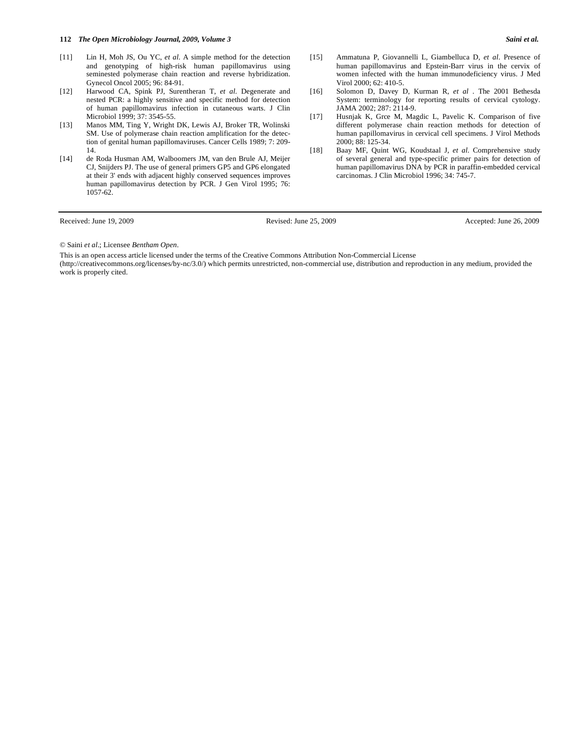[11] Lin H, Moh JS, Ou YC, *et al*. A simple method for the detection and genotyping of high-risk human papillomavirus using seminested polymerase chain reaction and reverse hybridization. Gynecol Oncol 2005; 96: 84-91.

[12] Harwood CA, Spink PJ, Surentheran T, *et al*. Degenerate and nested PCR: a highly sensitive and specific method for detection of human papillomavirus infection in cutaneous warts. J Clin Microbiol 1999; 37: 3545-55.

[13] Manos MM, Ting Y, Wright DK, Lewis AJ, Broker TR, Wolinski SM. Use of polymerase chain reaction amplification for the detection of genital human papillomaviruses. Cancer Cells 1989; 7: 209-14.

[14] de Roda Husman AM, Walboomers JM, van den Brule AJ, Meijer CJ, Snijders PJ. The use of general primers GP5 and GP6 elongated at their 3' ends with adjacent highly conserved sequences improves human papillomavirus detection by PCR. J Gen Virol 1995; 76: 1057-62.

[15] Ammatuna P, Giovannelli L, Giambelluca D, *et al*. Presence of human papillomavirus and Epstein-Barr virus in the cervix of women infected with the human immunodeficiency virus. J Med Virol 2000; 62: 410-5.

[16] Solomon D, Davey D, Kurman R, *et al* . The 2001 Bethesda System: terminology for reporting results of cervical cytology. JAMA 2002; 287: 2114-9.

[17] Husnjak K, Grce M, Magdic L, Pavelic K. Comparison of five different polymerase chain reaction methods for detection of human papillomavirus in cervical cell specimens. J Virol Methods 2000; 88: 125-34.

[18] Baay MF, Quint WG, Koudstaal J, *et al*. Comprehensive study of several general and type-specific primer pairs for detection of human papillomavirus DNA by PCR in paraffin-embedded cervical carcinomas. J Clin Microbiol 1996; 34: 745-7.

---

Received: June 19, 2009 Revised: June 25, 2009 Accepted: June 26, 2009

© Saini *et al*.; Licensee *Bentham Open*.

This is an open access article licensed under the terms of the Creative Commons Attribution Non-Commercial License (http://creativecommons.org/licenses/by-nc/3.0/) which permits unrestricted, non-commercial use, distribution and reproduction in any medium, provided the work is properly cited.